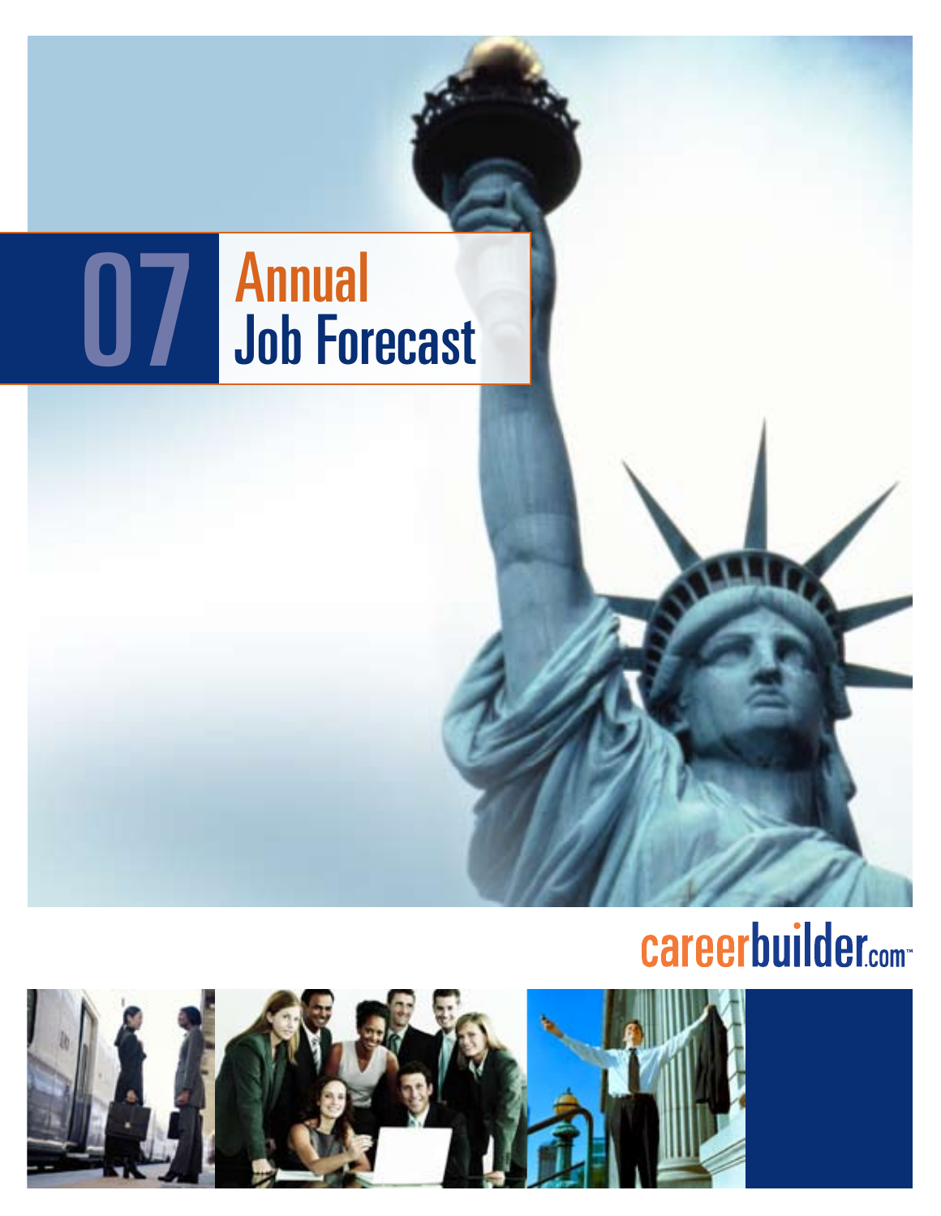# 07 Annual Job Forecast

careerbuilder.com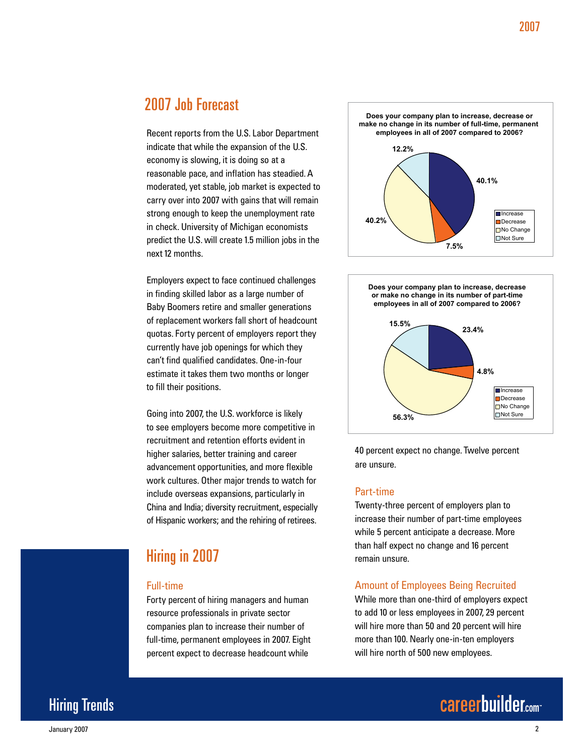## 2007 Job Forecast

Recent reports from the U.S. Labor Department indicate that while the expansion of the U.S. economy is slowing, it is doing so at a reasonable pace, and inflation has steadied. A moderated, yet stable, job market is expected to carry over into 2007 with gains that will remain strong enough to keep the unemployment rate in check. University of Michigan economists predict the U.S. will create 1.5 million jobs in the next 12 months.

Employers expect to face continued challenges in finding skilled labor as a large number of Baby Boomers retire and smaller generations of replacement workers fall short of headcount quotas. Forty percent of employers report they currently have job openings for which they can't find qualified candidates. One-in-four estimate it takes them two months or longer to fill their positions.

Going into 2007, the U.S. workforce is likely to see employers become more competitive in recruitment and retention efforts evident in higher salaries, better training and career advancement opportunities, and more flexible work cultures. Other major trends to watch for include overseas expansions, particularly in China and India; diversity recruitment, especially of Hispanic workers; and the rehiring of retirees.

**Does your company plan to increase, decrease or make no change in its number of full-time, permanent employees in all of 2007 compared to 2006?**

| Response | Percent |
|---|---|
| Increase | 40.1% |
| Decrease | 7.5% |
| No Change | 40.2% |
| Not Sure | 12.2% |

**Does your company plan to increase, decrease or make no change in its number of part-time employees in all of 2007 compared to 2006?**

| Response | Percent |
|---|---|
| Increase | 23.4% |
| Decrease | 4.8% |
| No Change | 56.3% |
| Not Sure | 15.5% |

## Hiring in 2007

### Full-time

Forty percent of hiring managers and human resource professionals in private sector companies plan to increase their number of full-time, permanent employees in 2007. Eight percent expect to decrease headcount while 40 percent expect no change. Twelve percent are unsure.

### Part-time

Twenty-three percent of employers plan to increase their number of part-time employees while 5 percent anticipate a decrease. More than half expect no change and 16 percent remain unsure.

### Amount of Employees Being Recruited

While more than one-third of employers expect to add 10 or less employees in 2007, 29 percent will hire more than 50 and 20 percent will hire more than 100. Nearly one-in-ten employers will hire north of 500 new employees.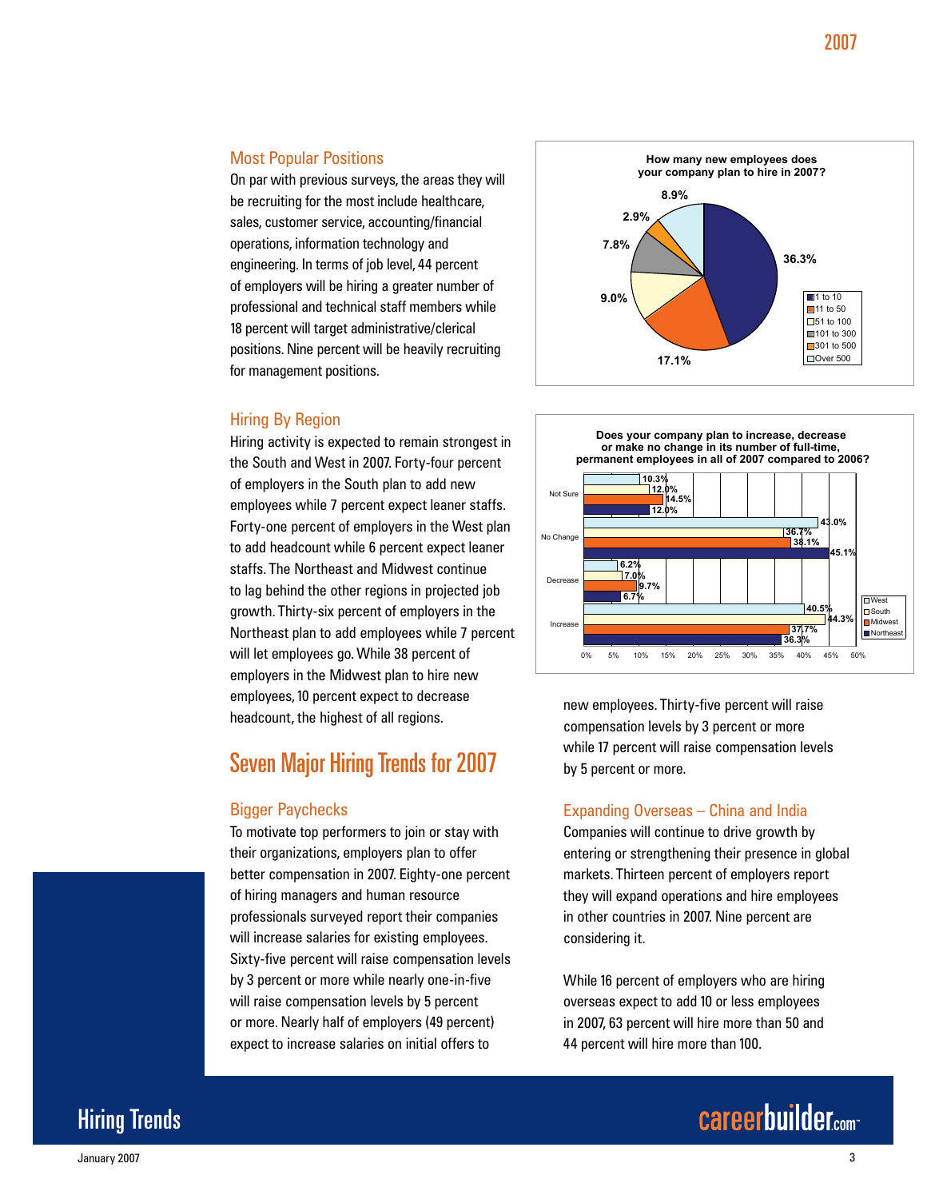## Most Popular Positions

On par with previous surveys, the areas they will be recruiting for the most include healthcare, sales, customer service, accounting/financial operations, information technology and engineering. In terms of job level, 44 percent of employers will be hiring a greater number of professional and technical staff members while 18 percent will target administrative/clerical positions. Nine percent will be heavily recruiting for management positions.

## Hiring By Region

Hiring activity is expected to remain strongest in the South and West in 2007. Forty-four percent of employers in the South plan to add new employees while 7 percent expect leaner staffs. Forty-one percent of employers in the West plan to add headcount while 6 percent expect leaner staffs. The Northeast and Midwest continue to lag behind the other regions in projected job growth. Thirty-six percent of employers in the Northeast plan to add new employees while 7 percent will let employees go. While 38 percent of employers in the Midwest plan to hire new employees, 10 percent expect to decrease headcount, the highest of all regions.

**How many new employees does your company plan to hire in 2007?**

| Number of new employees | Percent |
|---|---|
| 1 to 10 | 36.3% |
| 11 to 50 | 17.1% |
| 51 to 100 | 9.0% |
| 101 to 300 | 7.8% |
| 301 to 500 | 2.9% |
| Over 500 | 8.9% |

**Does your company plan to increase, decrease or make no change in its number of full-time, permanent employees in all of 2007 compared to 2006?**

| | West | South | Midwest | Northeast |
|---|---|---|---|---|
| Not Sure | 10.3% | 12.0% | 14.5% | 12.0% |
| No Change | 43.0% | 36.7% | 38.1% | 45.1% |
| Decrease | 6.2% | 7.0% | 9.7% | 6.7% |
| Increase | 40.5% | 44.3% | 37.7% | 36.3% |

# Seven Major Hiring Trends for 2007

## Bigger Paychecks

To motivate top performers to join or stay with their organizations, employers plan to offer better compensation in 2007. Eighty-one percent of hiring managers and human resource professionals surveyed report their companies will increase salaries for existing employees. Sixty-five percent will raise compensation levels by 3 percent or more while nearly one-in-five will raise compensation levels by 5 percent or more. Nearly half of employers (49 percent) expect to increase salaries on initial offers to new employees. Thirty-five percent will raise compensation levels by 3 percent or more while 17 percent will raise compensation levels by 5 percent or more.

## Expanding Overseas – China and India

Companies will continue to drive growth by entering or strengthening their presence in global markets. Thirteen percent of employers report they will expand operations and hire employees in other countries in 2007. Nine percent are considering it.

While 16 percent of employers who are hiring overseas expect to add 10 or less employees in 2007, 63 percent will hire more than 50 and 44 percent will hire more than 100.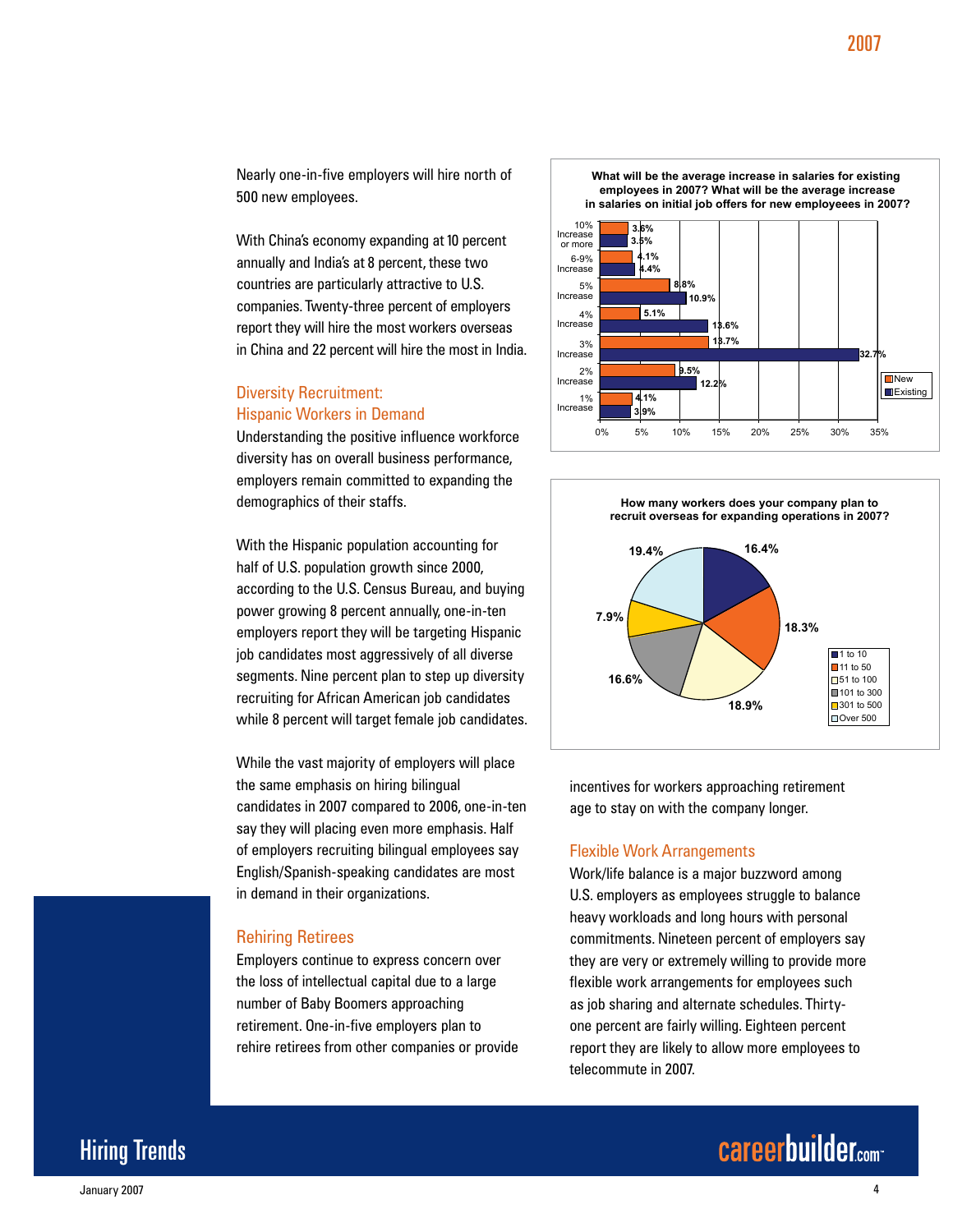Nearly one-in-five employers will hire north of 500 new employees.

With China's economy expanding at 10 percent annually and India's at 8 percent, these two countries are particularly attractive to U.S. companies. Twenty-three percent of employers report they will hire the most workers overseas in China and 22 percent will hire the most in India.

## Diversity Recruitment: Hispanic Workers in Demand

Understanding the positive influence workforce diversity has on overall business performance, employers remain committed to expanding the demographics of their staffs.

With the Hispanic population accounting for half of U.S. population growth since 2000, according to the U.S. Census Bureau, and buying power growing 8 percent annually, one-in-ten employers report they will be targeting Hispanic job candidates most aggressively of all diverse segments. Nine percent plan to step up diversity recruiting for African American job candidates while 8 percent will target female job candidates.

While the vast majority of employers will place the same emphasis on hiring bilingual candidates in 2007 compared to 2006, one-in-ten say they will placing even more emphasis. Half of employers recruiting bilingual employees say English/Spanish-speaking candidates are most in demand in their organizations.

## Rehiring Retirees

Employers continue to express concern over the loss of intellectual capital due to a large number of Baby Boomers approaching retirement. One-in-five employers plan to rehire retirees from other companies or provide incentives for workers approaching retirement age to stay on with the company longer.

**What will be the average increase in salaries for existing employees in 2007? What will be the average increase in salaries on initial job offers for new employees in 2007?**

| Increase | New | Existing |
|---|---|---|
| 10% Increase or more | 3.6% | 3.5% |
| 6-9% Increase | 4.1% | 4.4% |
| 5% Increase | 8.8% | 10.9% |
| 4% Increase | 5.1% | 13.6% |
| 3% Increase | 13.7% | 32.7% |
| 2% Increase | 9.5% | 12.2% |
| 1% Increase | 4.1% | 3.9% |

**How many workers does your company plan to recruit overseas for expanding operations in 2007?**

| Workers | Percent |
|---|---|
| 1 to 10 | 16.4% |
| 11 to 50 | 18.3% |
| 51 to 100 | 18.9% |
| 101 to 300 | 16.6% |
| 301 to 500 | 7.9% |
| Over 500 | 19.4% |

## Flexible Work Arrangements

Work/life balance is a major buzzword among U.S. employers as employees struggle to balance heavy workloads and long hours with personal commitments. Nineteen percent of employers say they are very or extremely willing to provide more flexible work arrangements for employees such as job sharing and alternate schedules. Thirty-one percent are fairly willing. Eighteen percent report they are likely to allow more employees to telecommute in 2007.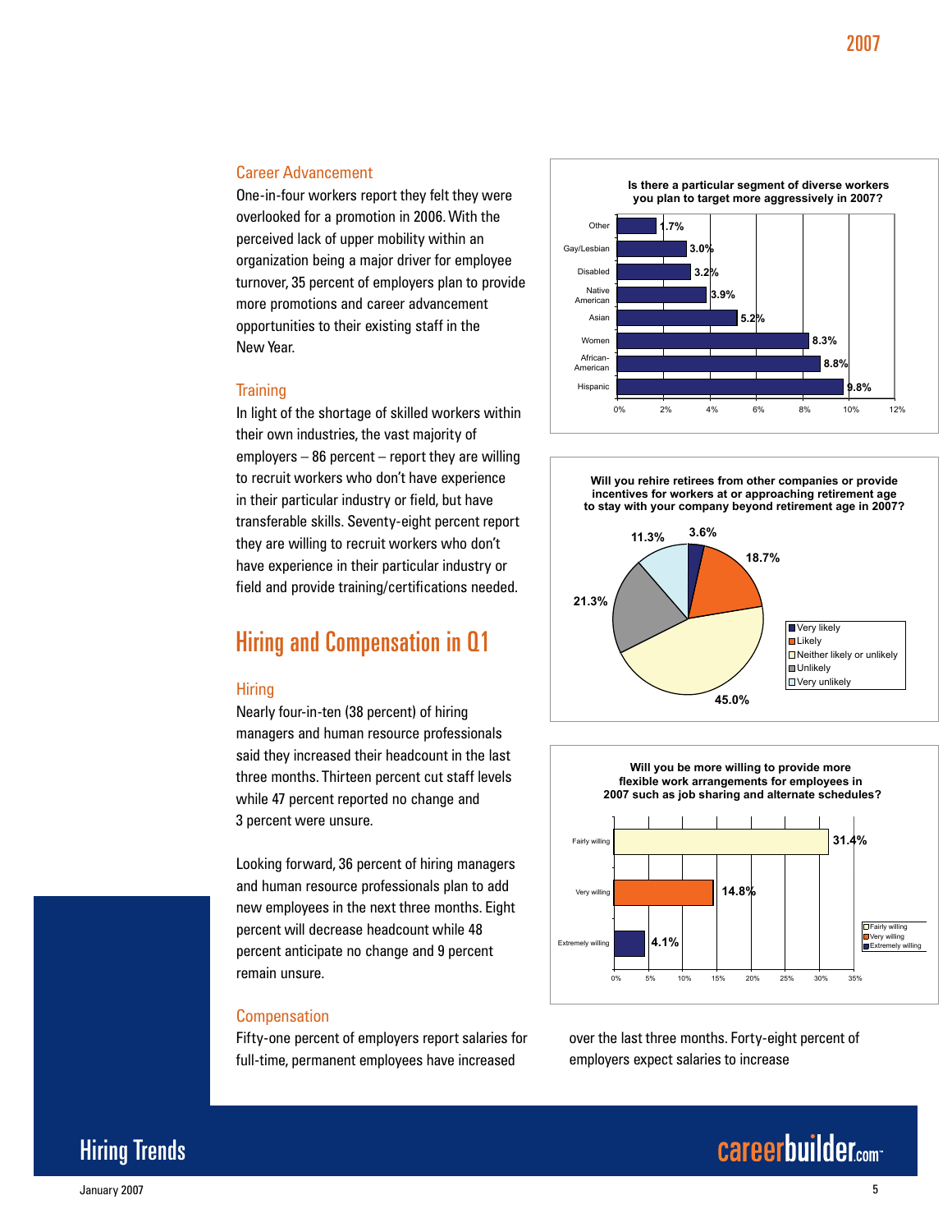### Career Advancement

One-in-four workers report they felt they were overlooked for a promotion in 2006. With the perceived lack of upper mobility within an organization being a major driver for employee turnover, 35 percent of employers plan to provide more promotions and career advancement opportunities to their existing staff in the New Year.

### Training

In light of the shortage of skilled workers within their own industries, the vast majority of employers – 86 percent – report they are willing to recruit workers who don't have experience in their particular industry or field, but have transferable skills. Seventy-eight percent report they are willing to recruit workers who don't have experience in their particular industry or field and provide training/certifications needed.

## Hiring and Compensation in Q1

### Hiring

Nearly four-in-ten (38 percent) of hiring managers and human resource professionals said they increased their headcount in the last three months. Thirteen percent cut staff levels while 47 percent reported no change and 3 percent were unsure.

Looking forward, 36 percent of hiring managers and human resource professionals plan to add new employees in the next three months. Eight percent will decrease headcount while 48 percent anticipate no change and 9 percent remain unsure.

### Compensation

Fifty-one percent of employers report salaries for full-time, permanent employees have increased over the last three months. Forty-eight percent of employers expect salaries to increase

**Is there a particular segment of diverse workers you plan to target more aggressively in 2007?**

| Segment | Percent |
| --- | --- |
| Other | 1.7% |
| Gay/Lesbian | 3.0% |
| Disabled | 3.2% |
| Native American | 3.9% |
| Asian | 5.2% |
| Women | 8.3% |
| African-American | 8.8% |
| Hispanic | 9.8% |

**Will you rehire retirees from other companies or provide incentives for workers at or approaching retirement age to stay with your company beyond retirement age in 2007?**

| Response | Percent |
| --- | --- |
| Very likely | 3.6% |
| Likely | 18.7% |
| Neither likely or unlikely | 45.0% |
| Unlikely | 21.3% |
| Very unlikely | 11.3% |

**Will you be more willing to provide more flexible work arrangements for employees in 2007 such as job sharing and alternate schedules?**

| Response | Percent |
| --- | --- |
| Fairly willing | 31.4% |
| Very willing | 14.8% |
| Extremely willing | 4.1% |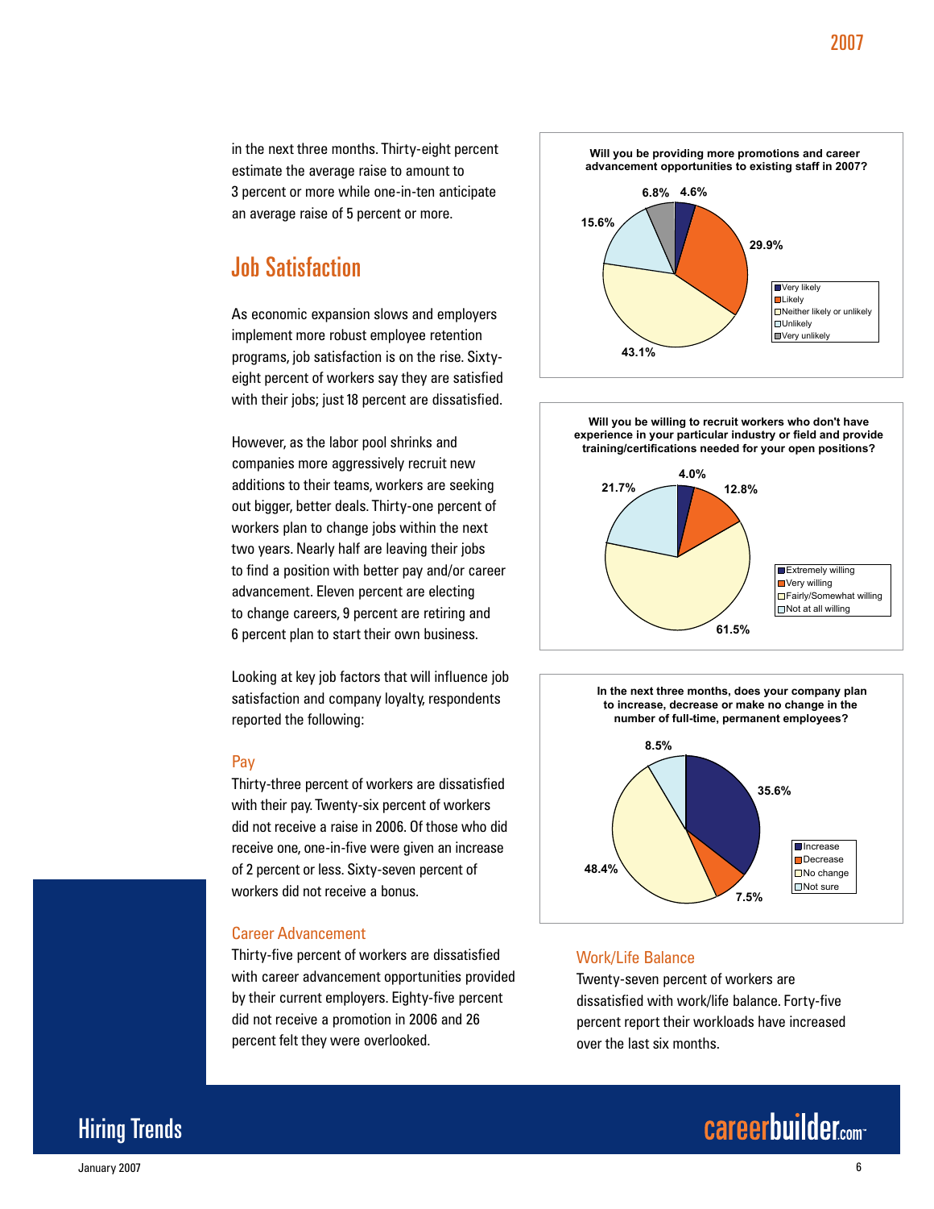in the next three months. Thirty-eight percent estimate the average raise to amount to 3 percent or more while one-in-ten anticipate an average raise of 5 percent or more.

## Job Satisfaction

As economic expansion slows and employers implement more robust employee retention programs, job satisfaction is on the rise. Sixty-eight percent of workers say they are satisfied with their jobs; just 18 percent are dissatisfied.

However, as the labor pool shrinks and companies more aggressively recruit new additions to their teams, workers are seeking out bigger, better deals. Thirty-one percent of workers plan to change jobs within the next two years. Nearly half are leaving their jobs to find a position with better pay and/or career advancement. Eleven percent are electing to change careers, 9 percent are retiring and 6 percent plan to start their own business.

Looking at key job factors that will influence job satisfaction and company loyalty, respondents reported the following:

### Pay

Thirty-three percent of workers are dissatisfied with their pay. Twenty-six percent of workers did not receive a raise in 2006. Of those who did receive one, one-in-five were given an increase of 2 percent or less. Sixty-seven percent of workers did not receive a bonus.

### Career Advancement

Thirty-five percent of workers are dissatisfied with career advancement opportunities provided by their current employers. Eighty-five percent did not receive a promotion in 2006 and 26 percent felt they were overlooked.

**Will you be providing more promotions and career advancement opportunities to existing staff in 2007?**

| Response | Percent |
|---|---|
| Very likely | 4.6% |
| Likely | 29.9% |
| Neither likely or unlikely | 43.1% |
| Unlikely | 15.6% |
| Very unlikely | 6.8% |

**Will you be willing to recruit workers who don't have experience in your particular industry or field and provide training/certifications needed for your open positions?**

| Response | Percent |
|---|---|
| Extremely willing | 4.0% |
| Very willing | 12.8% |
| Fairly/Somewhat willing | 61.5% |
| Not at all willing | 21.7% |

**In the next three months, does your company plan to increase, decrease or make no change in the number of full-time, permanent employees?**

| Response | Percent |
|---|---|
| Increase | 35.6% |
| Decrease | 7.5% |
| No change | 48.4% |
| Not sure | 8.5% |

### Work/Life Balance

Twenty-seven percent of workers are dissatisfied with work/life balance. Forty-five percent report their workloads have increased over the last six months.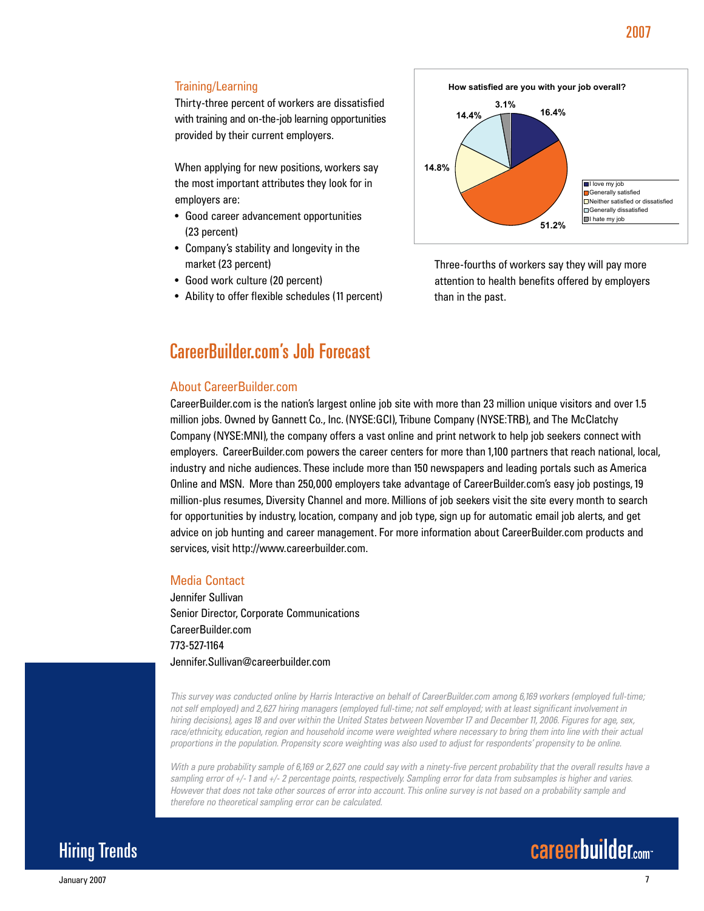### Training/Learning

Thirty-three percent of workers are dissatisfied with training and on-the-job learning opportunities provided by their current employers.

When applying for new positions, workers say the most important attributes they look for in employers are:

- Good career advancement opportunities (23 percent)
- Company's stability and longevity in the market (23 percent)
- Good work culture (20 percent)
- Ability to offer flexible schedules (11 percent)

How satisfied are you with your job overall?

16.4%
51.2%
14.8%
14.4%
3.1%

I love my job
Generally satisfied
Neither satisfied or dissatisfied
Generally dissatisfied
I hate my job

Three-fourths of workers say they will pay more attention to health benefits offered by employers than in the past.

## CareerBuilder.com's Job Forecast

### About CareerBuilder.com

CareerBuilder.com is the nation's largest online job site with more than 23 million unique visitors and over 1.5 million jobs. Owned by Gannett Co., Inc. (NYSE:GCI), Tribune Company (NYSE:TRB), and The McClatchy Company (NYSE:MNI), the company offers a vast online and print network to help job seekers connect with employers. CareerBuilder.com powers the career centers for more than 1,100 partners that reach national, local, industry and niche audiences. These include more than 150 newspapers and leading portals such as America Online and MSN. More than 250,000 employers take advantage of CareerBuilder.com's easy job postings, 19 million-plus resumes, Diversity Channel and more. Millions of job seekers visit the site every month to search for opportunities by industry, location, company and job type, sign up for automatic email job alerts, and get advice on job hunting and career management. For more information about CareerBuilder.com products and services, visit http://www.careerbuilder.com.

### Media Contact

Jennifer Sullivan
Senior Director, Corporate Communications
CareerBuilder.com
773-527-1164
Jennifer.Sullivan@careerbuilder.com

*This survey was conducted online by Harris Interactive on behalf of CareerBuilder.com among 6,169 workers (employed full-time; not self employed) and 2,627 hiring managers (employed full-time; not self employed; with at least significant involvement in hiring decisions), ages 18 and over within the United States between November 17 and December 11, 2006. Figures for age, sex, race/ethnicity, education, region and household income were weighted where necessary to bring them into line with their actual proportions in the population. Propensity score weighting was also used to adjust for respondents' propensity to be online.*

*With a pure probability sample of 6,169 or 2,627 one could say with a ninety-five percent probability that the overall results have a sampling error of +/- 1 and +/- 2 percentage points, respectively. Sampling error for data from subsamples is higher and varies. However that does not take other sources of error into account. This online survey is not based on a probability sample and therefore no theoretical sampling error can be calculated.*